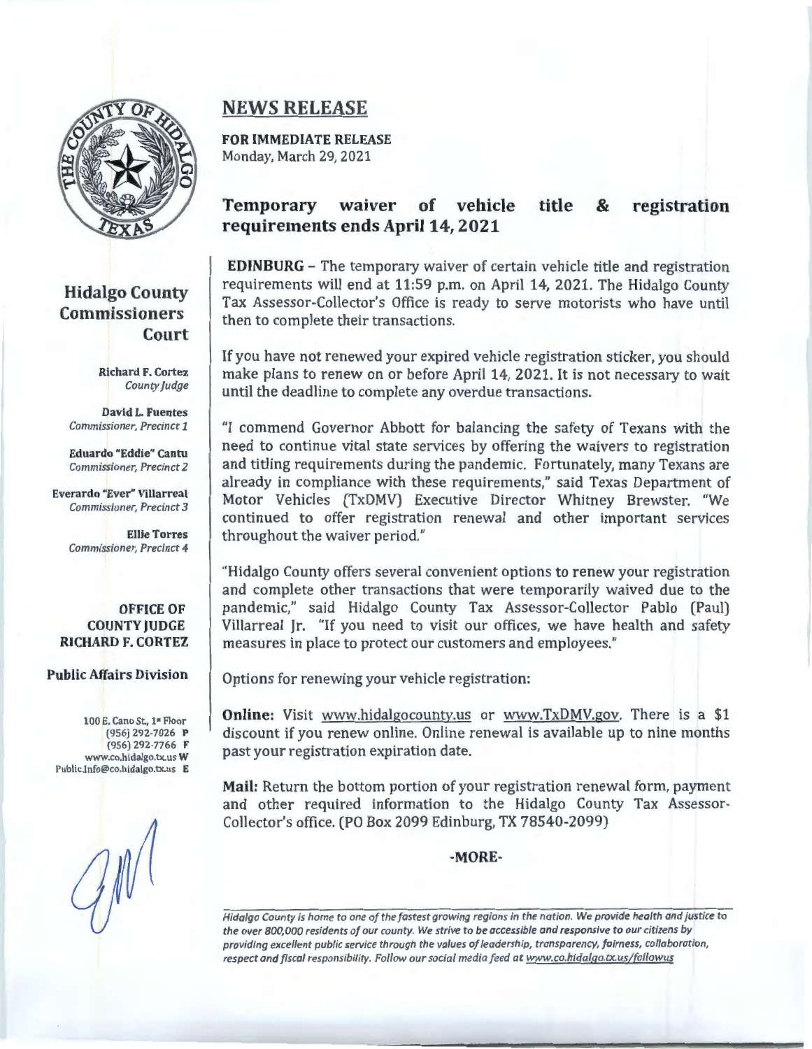## Hidalgo County Commissioners Court

**Richard F. Cortez**
*County Judge*

**David L. Fuentes**
*Commissioner, Precinct 1*

**Eduardo "Eddie" Cantu**
*Commissioner, Precinct 2*

**Everardo "Ever" Villarreal**
*Commissioner, Precinct 3*

**Ellie Torres**
*Commissioner, Precinct 4*

**OFFICE OF COUNTY JUDGE RICHARD F. CORTEZ**

**Public Affairs Division**

100 E. Cano St., 1st Floor
(956) 292-7026 **P**
(956) 292-7766 **F**
www.co.hidalgo.tx.us **W**
Public.Info@co.hidalgo.tx.us **E**

# NEWS RELEASE

**FOR IMMEDIATE RELEASE**
Monday, March 29, 2021

## Temporary waiver of vehicle title & registration requirements ends April 14, 2021

**EDINBURG** – The temporary waiver of certain vehicle title and registration requirements will end at 11:59 p.m. on April 14, 2021. The Hidalgo County Tax Assessor-Collector's Office is ready to serve motorists who have until then to complete their transactions.

If you have not renewed your expired vehicle registration sticker, you should make plans to renew on or before April 14, 2021. It is not necessary to wait until the deadline to complete any overdue transactions.

"I commend Governor Abbott for balancing the safety of Texans with the need to continue vital state services by offering the waivers to registration and titling requirements during the pandemic. Fortunately, many Texans are already in compliance with these requirements," said Texas Department of Motor Vehicles (TxDMV) Executive Director Whitney Brewster. "We continued to offer registration renewal and other important services throughout the waiver period."

"Hidalgo County offers several convenient options to renew your registration and complete other transactions that were temporarily waived due to the pandemic," said Hidalgo County Tax Assessor-Collector Pablo (Paul) Villarreal Jr. "If you need to visit our offices, we have health and safety measures in place to protect our customers and employees."

Options for renewing your vehicle registration:

**Online:** Visit www.hidalgocounty.us or www.TxDMV.gov. There is a $1 discount if you renew online. Online renewal is available up to nine months past your registration expiration date.

**Mail:** Return the bottom portion of your registration renewal form, payment and other required information to the Hidalgo County Tax Assessor-Collector's office. (PO Box 2099 Edinburg, TX 78540-2099)

**-MORE-**

*Hidalgo County is home to one of the fastest growing regions in the nation. We provide health and justice to the over 800,000 residents of our county. We strive to be accessible and responsive to our citizens by providing excellent public service through the values of leadership, transparency, fairness, collaboration, respect and fiscal responsibility. Follow our social media feed at www.co.hidalgo.tx.us/followus*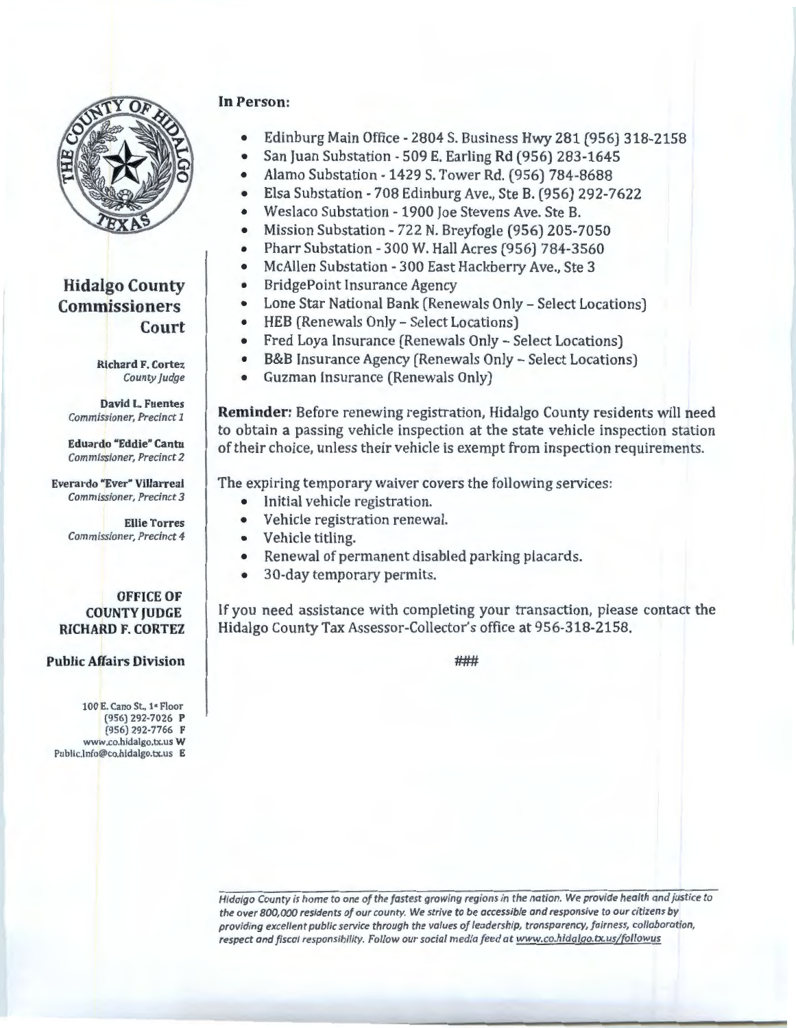## Hidalgo County Commissioners Court

**Richard F. Cortez**
*County Judge*

**David L. Fuentes**
*Commissioner, Precinct 1*

**Eduardo "Eddie" Cantu**
*Commissioner, Precinct 2*

**Everardo "Ever" Villarreal**
*Commissioner, Precinct 3*

**Ellie Torres**
*Commissioner, Precinct 4*

**OFFICE OF COUNTY JUDGE RICHARD F. CORTEZ**

**Public Affairs Division**

100 E. Cano St., 1st Floor
(956) 292-7026 **P**
(956) 292-7766 **F**
www.co.hidalgo.tx.us **W**
Public.Info@co.hidalgo.tx.us **E**

**In Person:**

- Edinburg Main Office - 2804 S. Business Hwy 281 (956) 318-2158
- San Juan Substation - 509 E. Earling Rd (956) 283-1645
- Alamo Substation - 1429 S. Tower Rd. (956) 784-8688
- Elsa Substation - 708 Edinburg Ave., Ste B. (956) 292-7622
- Weslaco Substation - 1900 Joe Stevens Ave. Ste B.
- Mission Substation - 722 N. Breyfogle (956) 205-7050
- Pharr Substation - 300 W. Hall Acres (956) 784-3560
- McAllen Substation - 300 East Hackberry Ave., Ste 3
- BridgePoint Insurance Agency
- Lone Star National Bank (Renewals Only – Select Locations)
- HEB (Renewals Only – Select Locations)
- Fred Loya Insurance (Renewals Only – Select Locations)
- B&B Insurance Agency (Renewals Only – Select Locations)
- Guzman Insurance (Renewals Only)

**Reminder:** Before renewing registration, Hidalgo County residents will need to obtain a passing vehicle inspection at the state vehicle inspection station of their choice, unless their vehicle is exempt from inspection requirements.

The expiring temporary waiver covers the following services:

- Initial vehicle registration.
- Vehicle registration renewal.
- Vehicle titling.
- Renewal of permanent disabled parking placards.
- 30-day temporary permits.

If you need assistance with completing your transaction, please contact the Hidalgo County Tax Assessor-Collector's office at 956-318-2158.

###

*Hidalgo County is home to one of the fastest growing regions in the nation. We provide health and justice to the over 800,000 residents of our county. We strive to be accessible and responsive to our citizens by providing excellent public service through the values of leadership, transparency, fairness, collaboration, respect and fiscal responsibility. Follow our social media feed at www.co.hidalgo.tx.us/followus*